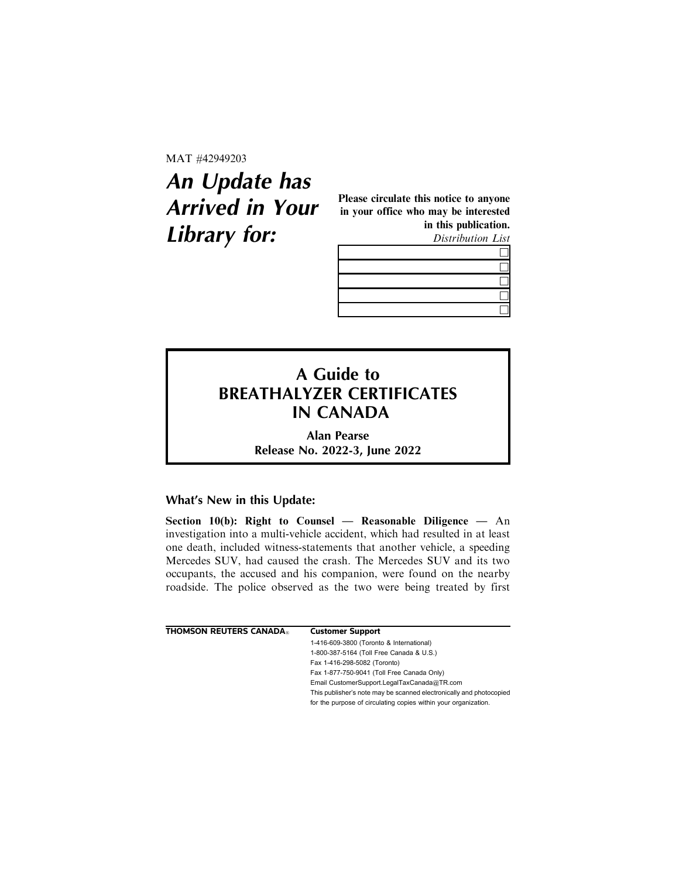MAT #42949203

# *An Update has Arrived in Your Library for:*

**Please circulate this notice to anyone in your office who may be interested in this publication.**

*Distribution List*

| | |
|---|---|
| | ☐ |
| | ☐ |
| | ☐ |
| | ☐ |
| | ☐ |

## A Guide to BREATHALYZER CERTIFICATES IN CANADA

**Alan Pearse**

**Release No. 2022-3, June 2022**

### What's New in this Update:

**Section 10(b): Right to Counsel — Reasonable Diligence —** An investigation into a multi-vehicle accident, which had resulted in at least one death, included witness-statements that another vehicle, a speeding Mercedes SUV, had caused the crash. The Mercedes SUV and its two occupants, the accused and his companion, were found on the nearby roadside. The police observed as the two were being treated by first

**THOMSON REUTERS CANADA®**

**Customer Support**

1-416-609-3800 (Toronto & International)
1-800-387-5164 (Toll Free Canada & U.S.)
Fax 1-416-298-5082 (Toronto)
Fax 1-877-750-9041 (Toll Free Canada Only)
Email CustomerSupport.LegalTaxCanada@TR.com
This publisher's note may be scanned electronically and photocopied for the purpose of circulating copies within your organization.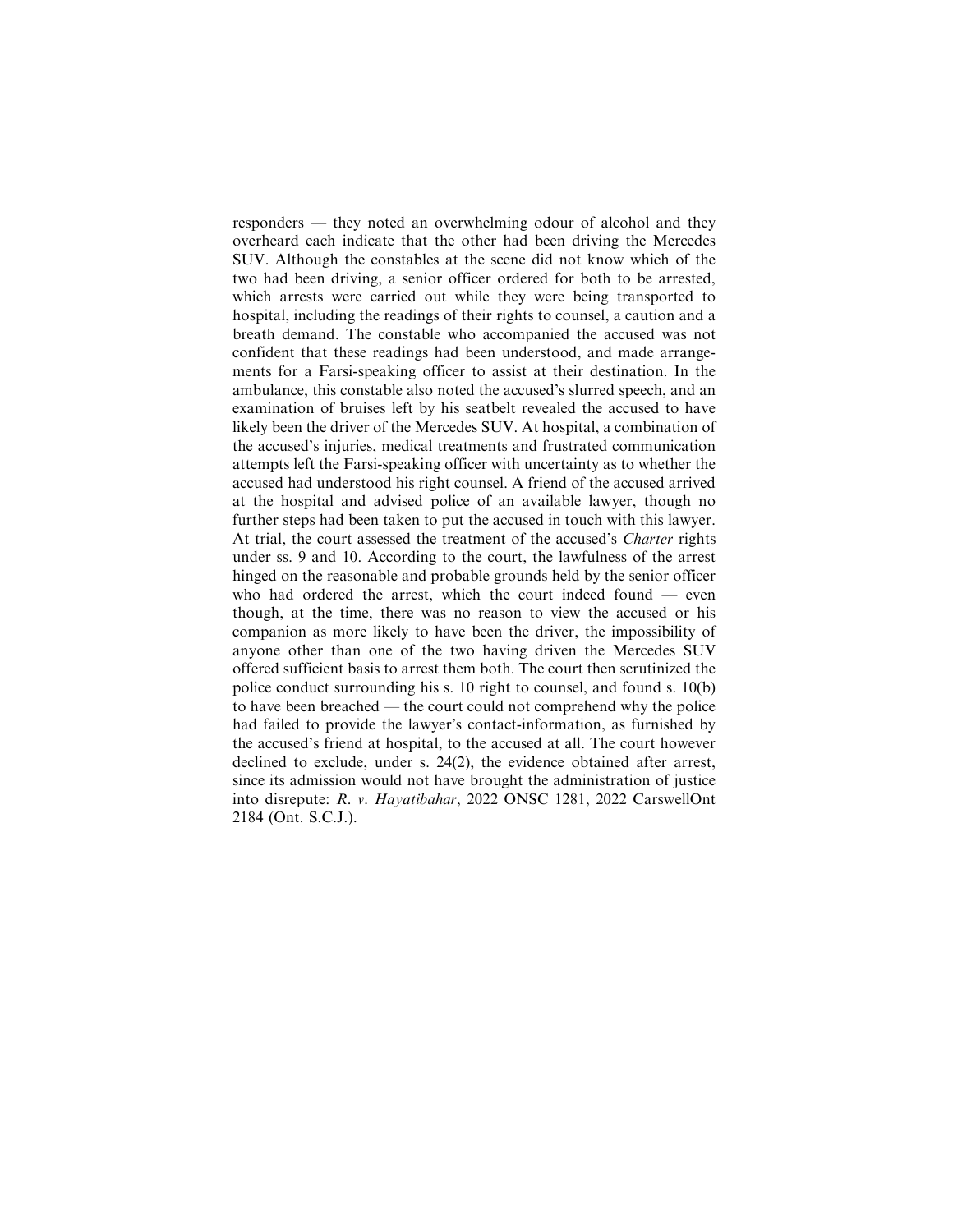responders — they noted an overwhelming odour of alcohol and they overheard each indicate that the other had been driving the Mercedes SUV. Although the constables at the scene did not know which of the two had been driving, a senior officer ordered for both to be arrested, which arrests were carried out while they were being transported to hospital, including the readings of their rights to counsel, a caution and a breath demand. The constable who accompanied the accused was not confident that these readings had been understood, and made arrangements for a Farsi-speaking officer to assist at their destination. In the ambulance, this constable also noted the accused's slurred speech, and an examination of bruises left by his seatbelt revealed the accused to have likely been the driver of the Mercedes SUV. At hospital, a combination of the accused's injuries, medical treatments and frustrated communication attempts left the Farsi-speaking officer with uncertainty as to whether the accused had understood his right counsel. A friend of the accused arrived at the hospital and advised police of an available lawyer, though no further steps had been taken to put the accused in touch with this lawyer. At trial, the court assessed the treatment of the accused's *Charter* rights under ss. 9 and 10. According to the court, the lawfulness of the arrest hinged on the reasonable and probable grounds held by the senior officer who had ordered the arrest, which the court indeed found — even though, at the time, there was no reason to view the accused or his companion as more likely to have been the driver, the impossibility of anyone other than one of the two having driven the Mercedes SUV offered sufficient basis to arrest them both. The court then scrutinized the police conduct surrounding his s. 10 right to counsel, and found s. 10(b) to have been breached — the court could not comprehend why the police had failed to provide the lawyer's contact-information, as furnished by the accused's friend at hospital, to the accused at all. The court however declined to exclude, under s. 24(2), the evidence obtained after arrest, since its admission would not have brought the administration of justice into disrepute: *R. v. Hayatibahar*, 2022 ONSC 1281, 2022 CarswellOnt 2184 (Ont. S.C.J.).